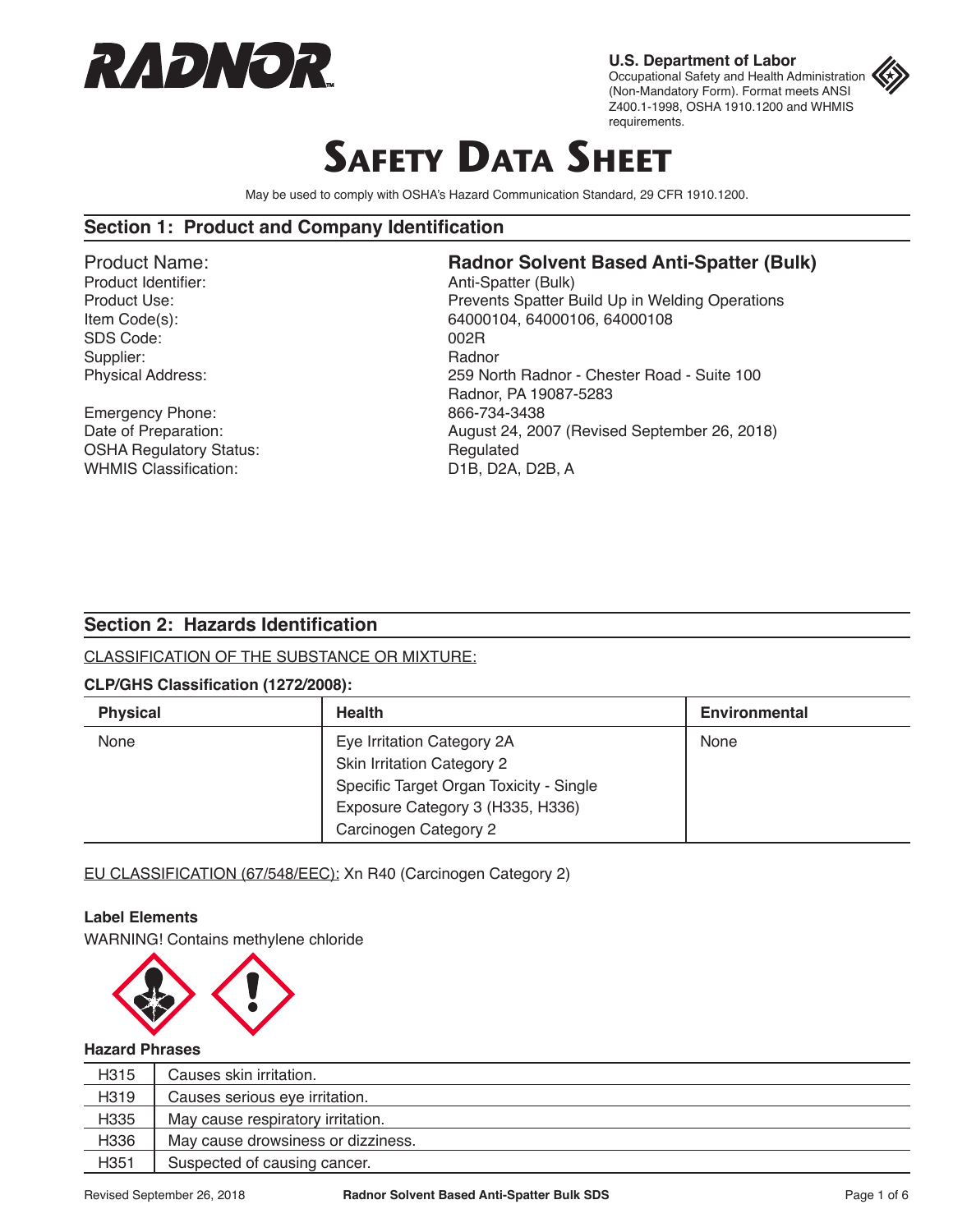RADNOR

**U.S. Department of Labor**
Occupational Safety and Health Administration (Non-Mandatory Form). Format meets ANSI Z400.1-1998, OSHA 1910.1200 and WHMIS requirements.

# SAFETY DATA SHEET

May be used to comply with OSHA's Hazard Communication Standard, 29 CFR 1910.1200.

## Section 1: Product and Company Identification

| | |
|---|---|
| Product Name: | **Radnor Solvent Based Anti-Spatter (Bulk)** |
| Product Identifier: | Anti-Spatter (Bulk) |
| Product Use: | Prevents Spatter Build Up in Welding Operations |
| Item Code(s): | 64000104, 64000106, 64000108 |
| SDS Code: | 002R |
| Supplier: | Radnor |
| Physical Address: | 259 North Radnor - Chester Road - Suite 100<br>Radnor, PA 19087-5283 |
| Emergency Phone: | 866-734-3438 |
| Date of Preparation: | August 24, 2007 (Revised September 26, 2018) |
| OSHA Regulatory Status: | Regulated |
| WHMIS Classification: | D1B, D2A, D2B, A |

## Section 2: Hazards Identification

CLASSIFICATION OF THE SUBSTANCE OR MIXTURE:

**CLP/GHS Classification (1272/2008):**

| Physical | Health | Environmental |
|---|---|---|
| None | Eye Irritation Category 2A<br>Skin Irritation Category 2<br>Specific Target Organ Toxicity - Single Exposure Category 3 (H335, H336)<br>Carcinogen Category 2 | None |

EU CLASSIFICATION (67/548/EEC): Xn R40 (Carcinogen Category 2)

**Label Elements**

WARNING! Contains methylene chloride

**Hazard Phrases**

| | |
|---|---|
| H315 | Causes skin irritation. |
| H319 | Causes serious eye irritation. |
| H335 | May cause respiratory irritation. |
| H336 | May cause drowsiness or dizziness. |
| H351 | Suspected of causing cancer. |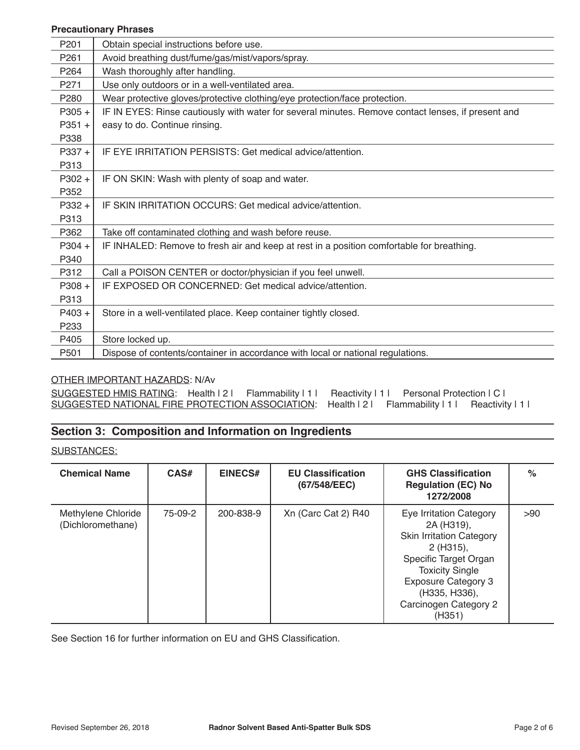**Precautionary Phrases**

| | |
|---|---|
| P201 | Obtain special instructions before use. |
| P261 | Avoid breathing dust/fume/gas/mist/vapors/spray. |
| P264 | Wash thoroughly after handling. |
| P271 | Use only outdoors or in a well-ventilated area. |
| P280 | Wear protective gloves/protective clothing/eye protection/face protection. |
| P305 + P351 + P338 | IF IN EYES: Rinse cautiously with water for several minutes. Remove contact lenses, if present and easy to do. Continue rinsing. |
| P337 + P313 | IF EYE IRRITATION PERSISTS: Get medical advice/attention. |
| P302 + P352 | IF ON SKIN: Wash with plenty of soap and water. |
| P332 + P313 | IF SKIN IRRITATION OCCURS: Get medical advice/attention. |
| P362 | Take off contaminated clothing and wash before reuse. |
| P304 + P340 | IF INHALED: Remove to fresh air and keep at rest in a position comfortable for breathing. |
| P312 | Call a POISON CENTER or doctor/physician if you feel unwell. |
| P308 + P313 | IF EXPOSED OR CONCERNED: Get medical advice/attention. |
| P403 + P233 | Store in a well-ventilated place. Keep container tightly closed. |
| P405 | Store locked up. |
| P501 | Dispose of contents/container in accordance with local or national regulations. |

OTHER IMPORTANT HAZARDS: N/Av

SUGGESTED HMIS RATING: Health | 2 | Flammability | 1 | Reactivity | 1 | Personal Protection | C |

SUGGESTED NATIONAL FIRE PROTECTION ASSOCIATION: Health | 2 | Flammability | 1 | Reactivity | 1 |

## Section 3: Composition and Information on Ingredients

SUBSTANCES:

| Chemical Name | CAS# | EINECS# | EU Classification (67/548/EEC) | GHS Classification Regulation (EC) No 1272/2008 | % |
|---|---|---|---|---|---|
| Methylene Chloride (Dichloromethane) | 75-09-2 | 200-838-9 | Xn (Carc Cat 2) R40 | Eye Irritation Category 2A (H319), Skin Irritation Category 2 (H315), Specific Target Organ Toxicity Single Exposure Category 3 (H335, H336), Carcinogen Category 2 (H351) | >90 |

See Section 16 for further information on EU and GHS Classification.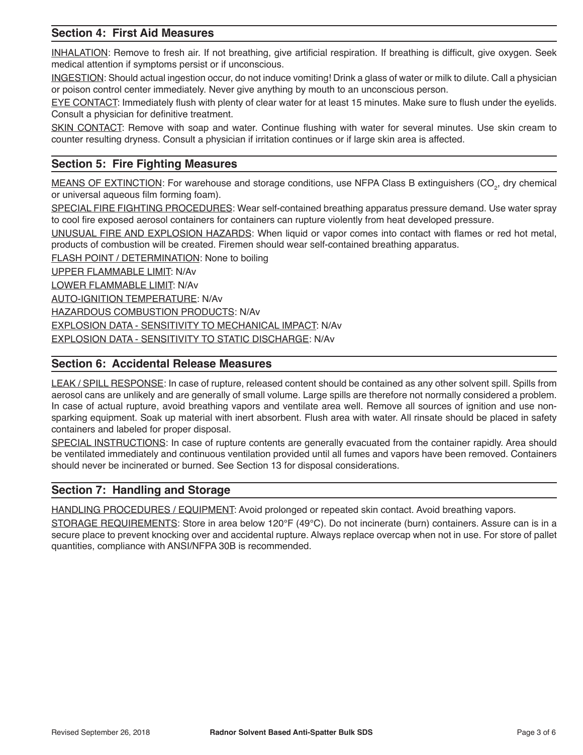## Section 4: First Aid Measures

INHALATION: Remove to fresh air. If not breathing, give artificial respiration. If breathing is difficult, give oxygen. Seek medical attention if symptoms persist or if unconscious.

INGESTION: Should actual ingestion occur, do not induce vomiting! Drink a glass of water or milk to dilute. Call a physician or poison control center immediately. Never give anything by mouth to an unconscious person.

EYE CONTACT: Immediately flush with plenty of clear water for at least 15 minutes. Make sure to flush under the eyelids. Consult a physician for definitive treatment.

SKIN CONTACT: Remove with soap and water. Continue flushing with water for several minutes. Use skin cream to counter resulting dryness. Consult a physician if irritation continues or if large skin area is affected.

## Section 5: Fire Fighting Measures

MEANS OF EXTINCTION: For warehouse and storage conditions, use NFPA Class B extinguishers ($CO_2$, dry chemical or universal aqueous film forming foam).

SPECIAL FIRE FIGHTING PROCEDURES: Wear self-contained breathing apparatus pressure demand. Use water spray to cool fire exposed aerosol containers for containers can rupture violently from heat developed pressure.

UNUSUAL FIRE AND EXPLOSION HAZARDS: When liquid or vapor comes into contact with flames or red hot metal, products of combustion will be created. Firemen should wear self-contained breathing apparatus.

FLASH POINT / DETERMINATION: None to boiling

UPPER FLAMMABLE LIMIT: N/Av

LOWER FLAMMABLE LIMIT: N/Av

AUTO-IGNITION TEMPERATURE: N/Av

HAZARDOUS COMBUSTION PRODUCTS: N/Av

EXPLOSION DATA - SENSITIVITY TO MECHANICAL IMPACT: N/Av

EXPLOSION DATA - SENSITIVITY TO STATIC DISCHARGE: N/Av

## Section 6: Accidental Release Measures

LEAK / SPILL RESPONSE: In case of rupture, released content should be contained as any other solvent spill. Spills from aerosol cans are unlikely and are generally of small volume. Large spills are therefore not normally considered a problem. In case of actual rupture, avoid breathing vapors and ventilate area well. Remove all sources of ignition and use non-sparking equipment. Soak up material with inert absorbent. Flush area with water. All rinsate should be placed in safety containers and labeled for proper disposal.

SPECIAL INSTRUCTIONS: In case of rupture contents are generally evacuated from the container rapidly. Area should be ventilated immediately and continuous ventilation provided until all fumes and vapors have been removed. Containers should never be incinerated or burned. See Section 13 for disposal considerations.

## Section 7: Handling and Storage

HANDLING PROCEDURES / EQUIPMENT: Avoid prolonged or repeated skin contact. Avoid breathing vapors.

STORAGE REQUIREMENTS: Store in area below 120°F (49°C). Do not incinerate (burn) containers. Assure can is in a secure place to prevent knocking over and accidental rupture. Always replace overcap when not in use. For store of pallet quantities, compliance with ANSI/NFPA 30B is recommended.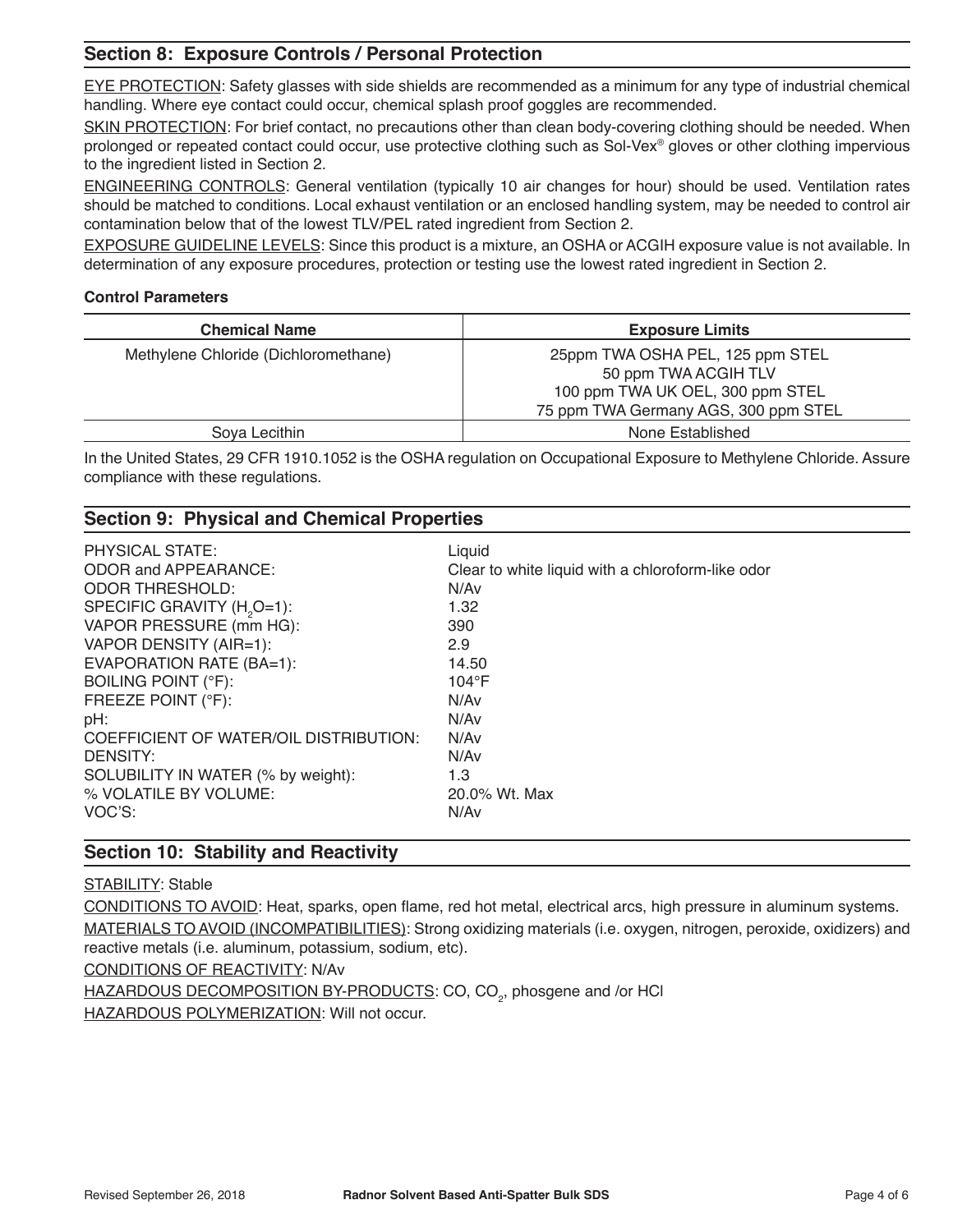## Section 8: Exposure Controls / Personal Protection

EYE PROTECTION: Safety glasses with side shields are recommended as a minimum for any type of industrial chemical handling. Where eye contact could occur, chemical splash proof goggles are recommended.

SKIN PROTECTION: For brief contact, no precautions other than clean body-covering clothing should be needed. When prolonged or repeated contact could occur, use protective clothing such as Sol-Vex® gloves or other clothing impervious to the ingredient listed in Section 2.

ENGINEERING CONTROLS: General ventilation (typically 10 air changes for hour) should be used. Ventilation rates should be matched to conditions. Local exhaust ventilation or an enclosed handling system, may be needed to control air contamination below that of the lowest TLV/PEL rated ingredient from Section 2.

EXPOSURE GUIDELINE LEVELS: Since this product is a mixture, an OSHA or ACGIH exposure value is not available. In determination of any exposure procedures, protection or testing use the lowest rated ingredient in Section 2.

**Control Parameters**

| Chemical Name | Exposure Limits |
|---|---|
| Methylene Chloride (Dichloromethane) | 25ppm TWA OSHA PEL, 125 ppm STEL<br>50 ppm TWA ACGIH TLV<br>100 ppm TWA UK OEL, 300 ppm STEL<br>75 ppm TWA Germany AGS, 300 ppm STEL |
| Soya Lecithin | None Established |

In the United States, 29 CFR 1910.1052 is the OSHA regulation on Occupational Exposure to Methylene Chloride. Assure compliance with these regulations.

## Section 9: Physical and Chemical Properties

| | |
|---|---|
| PHYSICAL STATE: | Liquid |
| ODOR and APPEARANCE: | Clear to white liquid with a chloroform-like odor |
| ODOR THRESHOLD: | N/Av |
| SPECIFIC GRAVITY ($H_2O$=1): | 1.32 |
| VAPOR PRESSURE (mm HG): | 390 |
| VAPOR DENSITY (AIR=1): | 2.9 |
| EVAPORATION RATE (BA=1): | 14.50 |
| BOILING POINT (°F): | 104°F |
| FREEZE POINT (°F): | N/Av |
| pH: | N/Av |
| COEFFICIENT OF WATER/OIL DISTRIBUTION: | N/Av |
| DENSITY: | N/Av |
| SOLUBILITY IN WATER (% by weight): | 1.3 |
| % VOLATILE BY VOLUME: | 20.0% Wt. Max |
| VOC'S: | N/Av |

## Section 10: Stability and Reactivity

STABILITY: Stable

CONDITIONS TO AVOID: Heat, sparks, open flame, red hot metal, electrical arcs, high pressure in aluminum systems.

MATERIALS TO AVOID (INCOMPATIBILITIES): Strong oxidizing materials (i.e. oxygen, nitrogen, peroxide, oxidizers) and reactive metals (i.e. aluminum, potassium, sodium, etc).

CONDITIONS OF REACTIVITY: N/Av

HAZARDOUS DECOMPOSITION BY-PRODUCTS: CO, $CO_2$, phosgene and /or HCl

HAZARDOUS POLYMERIZATION: Will not occur.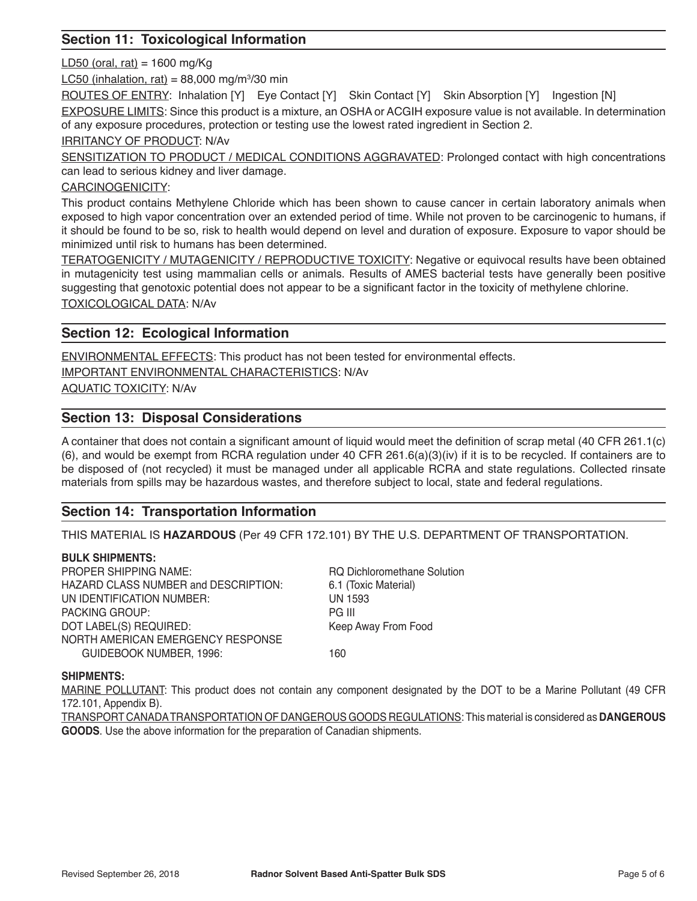## Section 11: Toxicological Information

LD50 (oral, rat) = 1600 mg/Kg

LC50 (inhalation, rat) = 88,000 mg/m$^3$/30 min

ROUTES OF ENTRY: Inhalation [Y] Eye Contact [Y] Skin Contact [Y] Skin Absorption [Y] Ingestion [N]

EXPOSURE LIMITS: Since this product is a mixture, an OSHA or ACGIH exposure value is not available. In determination of any exposure procedures, protection or testing use the lowest rated ingredient in Section 2.

IRRITANCY OF PRODUCT: N/Av

SENSITIZATION TO PRODUCT / MEDICAL CONDITIONS AGGRAVATED: Prolonged contact with high concentrations can lead to serious kidney and liver damage.

CARCINOGENICITY:

This product contains Methylene Chloride which has been shown to cause cancer in certain laboratory animals when exposed to high vapor concentration over an extended period of time. While not proven to be carcinogenic to humans, if it should be found to be so, risk to health would depend on level and duration of exposure. Exposure to vapor should be minimized until risk to humans has been determined.

TERATOGENICITY / MUTAGENICITY / REPRODUCTIVE TOXICITY: Negative or equivocal results have been obtained in mutagenicity test using mammalian cells or animals. Results of AMES bacterial tests have generally been positive suggesting that genotoxic potential does not appear to be a significant factor in the toxicity of methylene chlorine.

TOXICOLOGICAL DATA: N/Av

## Section 12: Ecological Information

ENVIRONMENTAL EFFECTS: This product has not been tested for environmental effects.

IMPORTANT ENVIRONMENTAL CHARACTERISTICS: N/Av

AQUATIC TOXICITY: N/Av

## Section 13: Disposal Considerations

A container that does not contain a significant amount of liquid would meet the definition of scrap metal (40 CFR 261.1(c)(6), and would be exempt from RCRA regulation under 40 CFR 261.6(a)(3)(iv) if it is to be recycled. If containers are to be disposed of (not recycled) it must be managed under all applicable RCRA and state regulations. Collected rinsate materials from spills may be hazardous wastes, and therefore subject to local, state and federal regulations.

## Section 14: Transportation Information

THIS MATERIAL IS **HAZARDOUS** (Per 49 CFR 172.101) BY THE U.S. DEPARTMENT OF TRANSPORTATION.

**BULK SHIPMENTS:**

| | |
|---|---|
| PROPER SHIPPING NAME: | RQ Dichloromethane Solution |
| HAZARD CLASS NUMBER and DESCRIPTION: | 6.1 (Toxic Material) |
| UN IDENTIFICATION NUMBER: | UN 1593 |
| PACKING GROUP: | PG III |
| DOT LABEL(S) REQUIRED: | Keep Away From Food |
| NORTH AMERICAN EMERGENCY RESPONSE GUIDEBOOK NUMBER, 1996: | 160 |

**SHIPMENTS:**

MARINE POLLUTANT: This product does not contain any component designated by the DOT to be a Marine Pollutant (49 CFR 172.101, Appendix B).

TRANSPORT CANADA TRANSPORTATION OF DANGEROUS GOODS REGULATIONS: This material is considered as **DANGEROUS GOODS**. Use the above information for the preparation of Canadian shipments.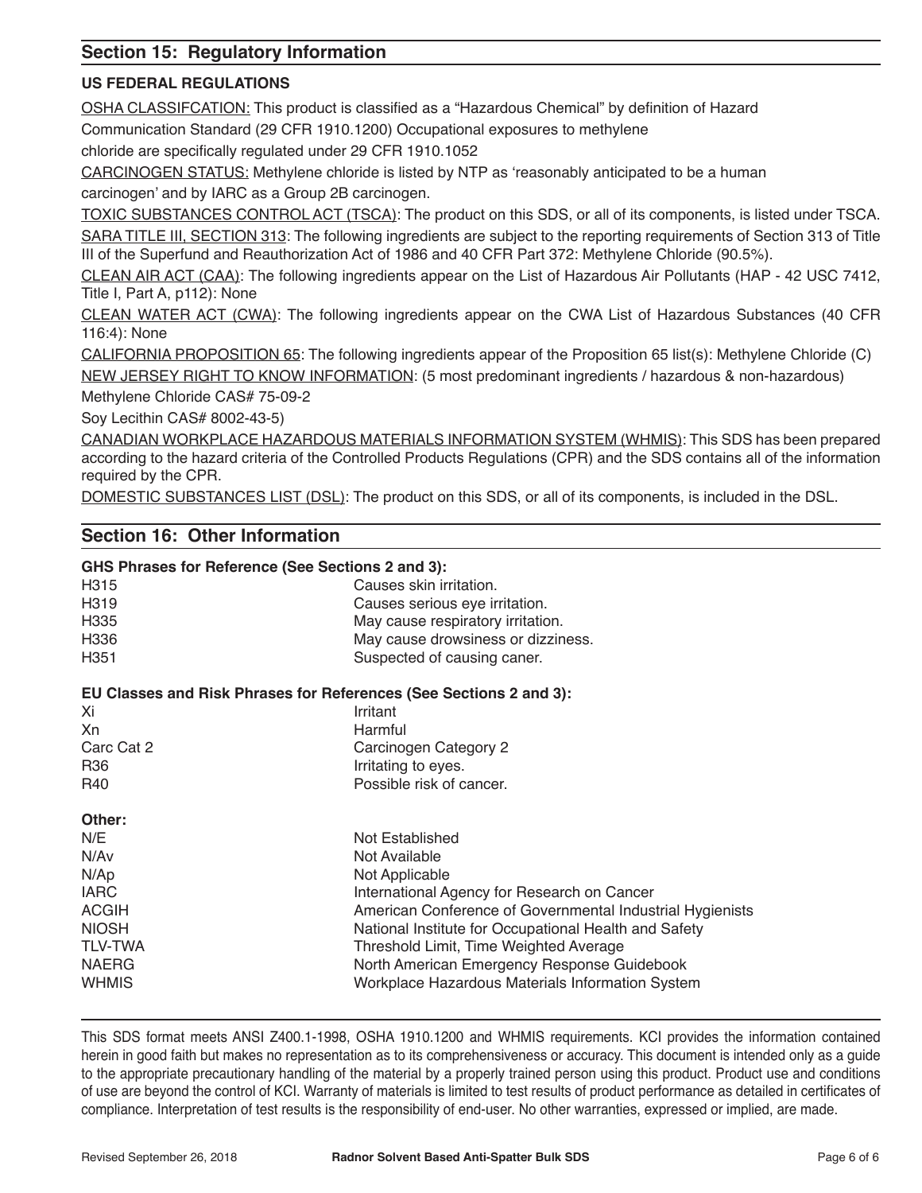## Section 15: Regulatory Information

**US FEDERAL REGULATIONS**

OSHA CLASSIFCATION: This product is classified as a "Hazardous Chemical" by definition of Hazard Communication Standard (29 CFR 1910.1200) Occupational exposures to methylene chloride are specifically regulated under 29 CFR 1910.1052

CARCINOGEN STATUS: Methylene chloride is listed by NTP as 'reasonably anticipated to be a human carcinogen' and by IARC as a Group 2B carcinogen.

TOXIC SUBSTANCES CONTROL ACT (TSCA): The product on this SDS, or all of its components, is listed under TSCA.

SARA TITLE III, SECTION 313: The following ingredients are subject to the reporting requirements of Section 313 of Title III of the Superfund and Reauthorization Act of 1986 and 40 CFR Part 372: Methylene Chloride (90.5%).

CLEAN AIR ACT (CAA): The following ingredients appear on the List of Hazardous Air Pollutants (HAP - 42 USC 7412, Title I, Part A, p112): None

CLEAN WATER ACT (CWA): The following ingredients appear on the CWA List of Hazardous Substances (40 CFR 116:4): None

CALIFORNIA PROPOSITION 65: The following ingredients appear of the Proposition 65 list(s): Methylene Chloride (C)

NEW JERSEY RIGHT TO KNOW INFORMATION: (5 most predominant ingredients / hazardous & non-hazardous)

Methylene Chloride CAS# 75-09-2

Soy Lecithin CAS# 8002-43-5)

CANADIAN WORKPLACE HAZARDOUS MATERIALS INFORMATION SYSTEM (WHMIS): This SDS has been prepared according to the hazard criteria of the Controlled Products Regulations (CPR) and the SDS contains all of the information required by the CPR.

DOMESTIC SUBSTANCES LIST (DSL): The product on this SDS, or all of its components, is included in the DSL.

## Section 16: Other Information

**GHS Phrases for Reference (See Sections 2 and 3):**

| | |
|---|---|
| H315 | Causes skin irritation. |
| H319 | Causes serious eye irritation. |
| H335 | May cause respiratory irritation. |
| H336 | May cause drowsiness or dizziness. |
| H351 | Suspected of causing caner. |

**EU Classes and Risk Phrases for References (See Sections 2 and 3):**

| | |
|---|---|
| Xi | Irritant |
| Xn | Harmful |
| Carc Cat 2 | Carcinogen Category 2 |
| R36 | Irritating to eyes. |
| R40 | Possible risk of cancer. |

**Other:**

| | |
|---|---|
| N/E | Not Established |
| N/Av | Not Available |
| N/Ap | Not Applicable |
| IARC | International Agency for Research on Cancer |
| ACGIH | American Conference of Governmental Industrial Hygienists |
| NIOSH | National Institute for Occupational Health and Safety |
| TLV-TWA | Threshold Limit, Time Weighted Average |
| NAERG | North American Emergency Response Guidebook |
| WHMIS | Workplace Hazardous Materials Information System |

This SDS format meets ANSI Z400.1-1998, OSHA 1910.1200 and WHMIS requirements. KCI provides the information contained herein in good faith but makes no representation as to its comprehensiveness or accuracy. This document is intended only as a guide to the appropriate precautionary handling of the material by a properly trained person using this product. Product use and conditions of use are beyond the control of KCI. Warranty of materials is limited to test results of product performance as detailed in certificates of compliance. Interpretation of test results is the responsibility of end-user. No other warranties, expressed or implied, are made.